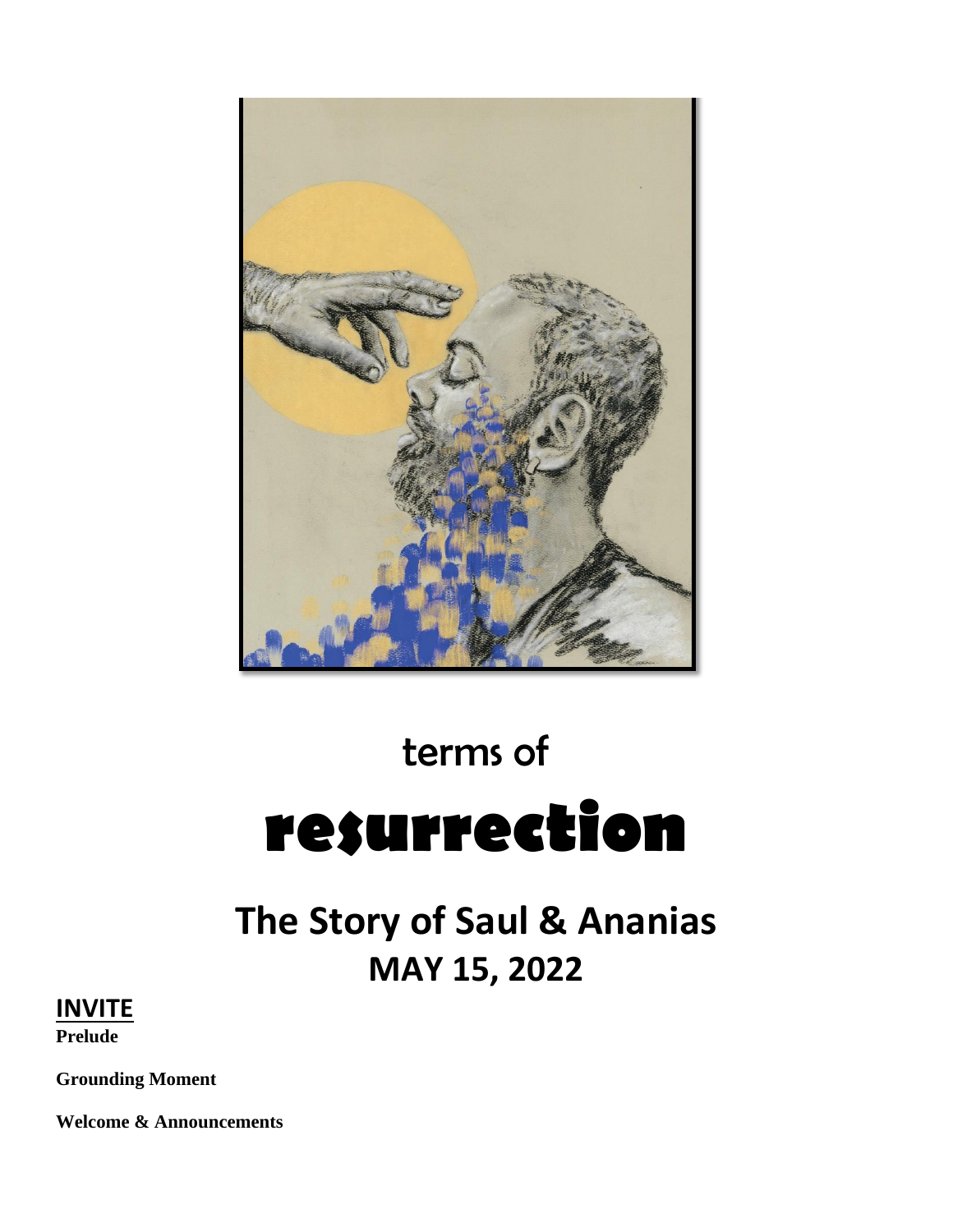# terms of

# resurrection

## The Story of Saul & Ananias

## MAY 15, 2022

**INVITE**

**Prelude**

**Grounding Moment**

**Welcome & Announcements**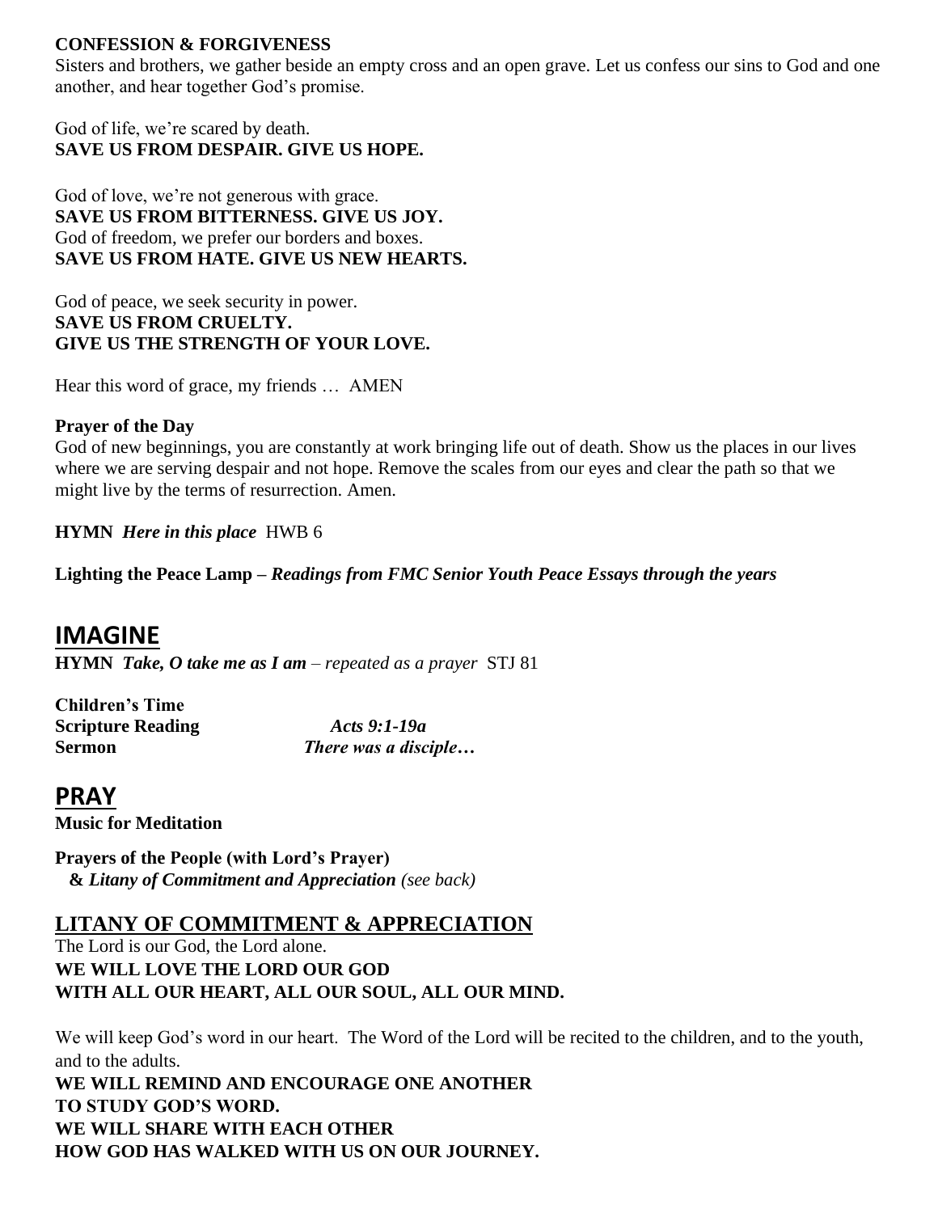**CONFESSION & FORGIVENESS**

Sisters and brothers, we gather beside an empty cross and an open grave. Let us confess our sins to God and one another, and hear together God's promise.

God of life, we're scared by death.
**SAVE US FROM DESPAIR. GIVE US HOPE.**

God of love, we're not generous with grace.
**SAVE US FROM BITTERNESS. GIVE US JOY.**
God of freedom, we prefer our borders and boxes.
**SAVE US FROM HATE. GIVE US NEW HEARTS.**

God of peace, we seek security in power.
**SAVE US FROM CRUELTY.**
**GIVE US THE STRENGTH OF YOUR LOVE.**

Hear this word of grace, my friends … AMEN

**Prayer of the Day**

God of new beginnings, you are constantly at work bringing life out of death. Show us the places in our lives where we are serving despair and not hope. Remove the scales from our eyes and clear the path so that we might live by the terms of resurrection. Amen.

**HYMN** ***Here in this place*** HWB 6

**Lighting the Peace Lamp –** ***Readings from FMC Senior Youth Peace Essays through the years***

## IMAGINE

**HYMN** ***Take, O take me as I am*** *– repeated as a prayer* STJ 81

**Children's Time**
**Scripture Reading** ***Acts 9:1-19a***
**Sermon** ***There was a disciple…***

## PRAY

**Music for Meditation**

**Prayers of the People (with Lord's Prayer)**
**&** ***Litany of Commitment and Appreciation*** *(see back)*

### LITANY OF COMMITMENT & APPRECIATION

The Lord is our God, the Lord alone.
**WE WILL LOVE THE LORD OUR GOD**
**WITH ALL OUR HEART, ALL OUR SOUL, ALL OUR MIND.**

We will keep God's word in our heart. The Word of the Lord will be recited to the children, and to the youth, and to the adults.
**WE WILL REMIND AND ENCOURAGE ONE ANOTHER**
**TO STUDY GOD'S WORD.**
**WE WILL SHARE WITH EACH OTHER**
**HOW GOD HAS WALKED WITH US ON OUR JOURNEY.**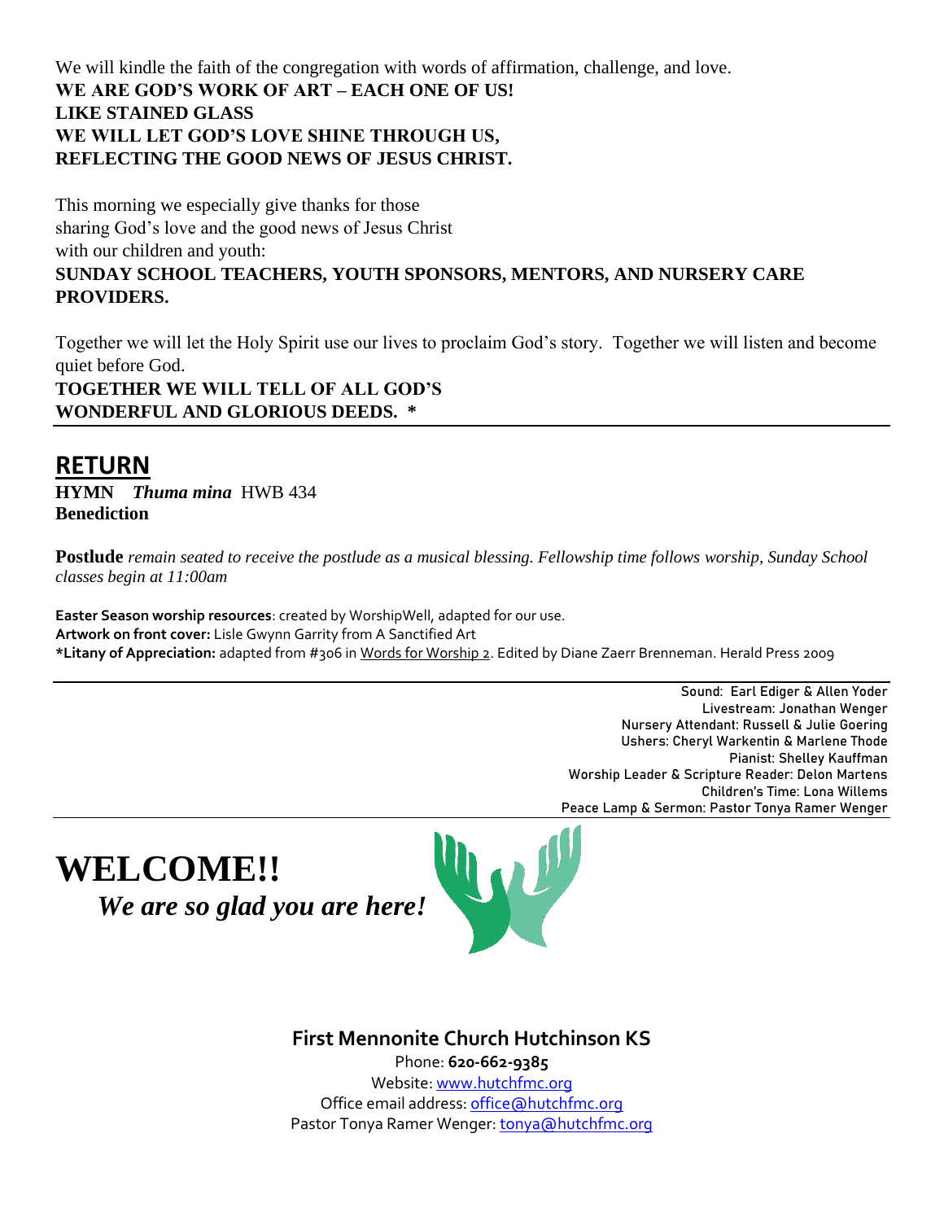We will kindle the faith of the congregation with words of affirmation, challenge, and love.
**WE ARE GOD'S WORK OF ART – EACH ONE OF US!**
**LIKE STAINED GLASS**
**WE WILL LET GOD'S LOVE SHINE THROUGH US,**
**REFLECTING THE GOOD NEWS OF JESUS CHRIST.**

This morning we especially give thanks for those
sharing God's love and the good news of Jesus Christ
with our children and youth:
**SUNDAY SCHOOL TEACHERS, YOUTH SPONSORS, MENTORS, AND NURSERY CARE PROVIDERS.**

Together we will let the Holy Spirit use our lives to proclaim God's story. Together we will listen and become quiet before God.
**TOGETHER WE WILL TELL OF ALL GOD'S**
**WONDERFUL AND GLORIOUS DEEDS. ***

---

## RETURN

**HYMN** ***Thuma mina*** HWB 434
**Benediction**

**Postlude** *remain seated to receive the postlude as a musical blessing. Fellowship time follows worship, Sunday School classes begin at 11:00am*

**Easter Season worship resources**: created by WorshipWell, adapted for our use.
**Artwork on front cover:** Lisle Gwynn Garrity from A Sanctified Art
***Litany of Appreciation:** adapted from #306 in Words for Worship 2. Edited by Diane Zaerr Brenneman. Herald Press 2009

---

Sound: Earl Ediger & Allen Yoder
Livestream: Jonathan Wenger
Nursery Attendant: Russell & Julie Goering
Ushers: Cheryl Warkentin & Marlene Thode
Pianist: Shelley Kauffman
Worship Leader & Scripture Reader: Delon Martens
Children's Time: Lona Willems
Peace Lamp & Sermon: Pastor Tonya Ramer Wenger

---

# WELCOME!!

***We are so glad you are here!***

**First Mennonite Church Hutchinson KS**

Phone: **620-662-9385**
Website: www.hutchfmc.org
Office email address: office@hutchfmc.org
Pastor Tonya Ramer Wenger: tonya@hutchfmc.org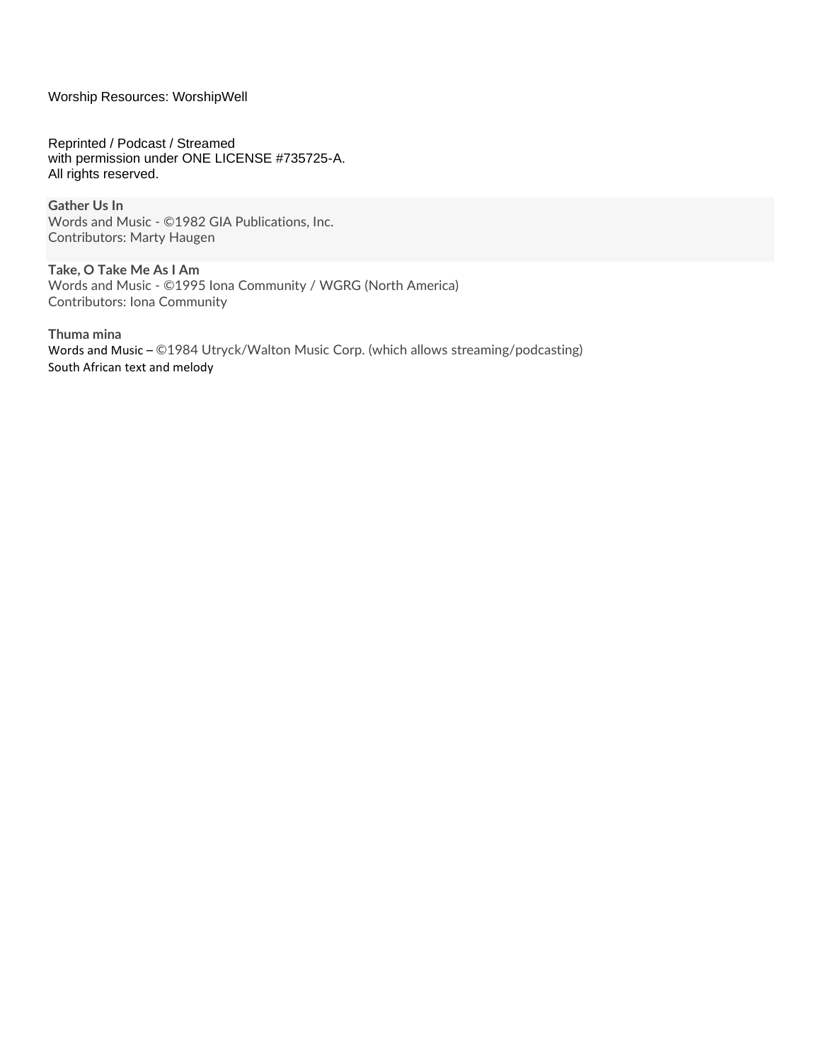Worship Resources: WorshipWell

Reprinted / Podcast / Streamed
with permission under ONE LICENSE #735725-A.
All rights reserved.

**Gather Us In**
Words and Music - ©1982 GIA Publications, Inc.
Contributors: Marty Haugen

**Take, O Take Me As I Am**
Words and Music - ©1995 Iona Community / WGRG (North America)
Contributors: Iona Community

**Thuma mina**
Words and Music – ©1984 Utryck/Walton Music Corp. (which allows streaming/podcasting)
South African text and melody